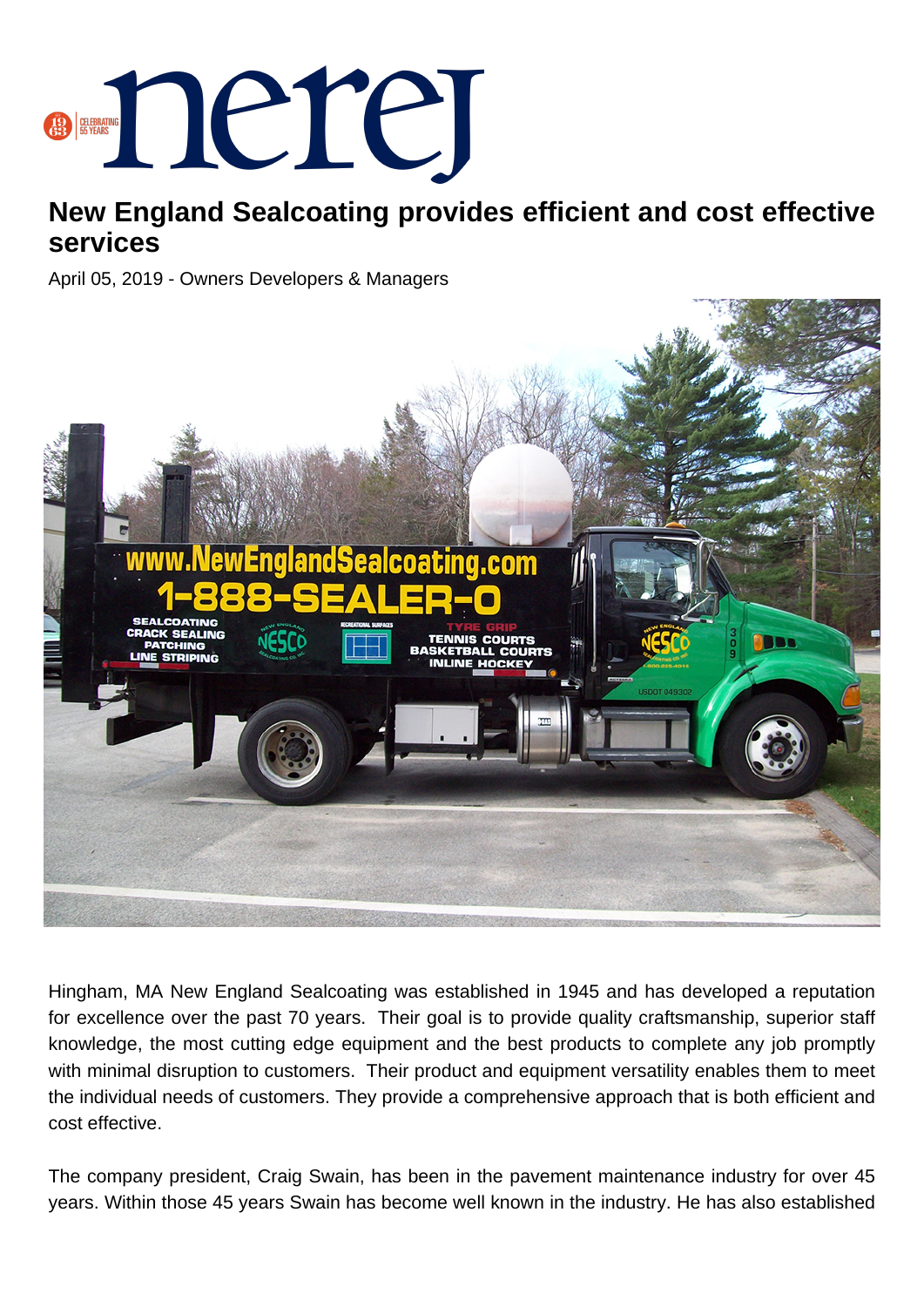# New England Sealcoating provides efficient and cost effective services

April 05, 2019 - Owners Developers & Managers

Hingham, MA New England Sealcoating was established in 1945 and has developed a reputation for excellence over the past 70 years. Their goal is to provide quality craftsmanship, superior staff knowledge, the most cutting edge equipment and the best products to complete any job promptly with minimal disruption to customers. Their product and equipment versatility enables them to meet the individual needs of customers. They provide a comprehensive approach that is both efficient and cost effective.

The company president, Craig Swain, has been in the pavement maintenance industry for over 45 years. Within those 45 years Swain has become well known in the industry. He has also established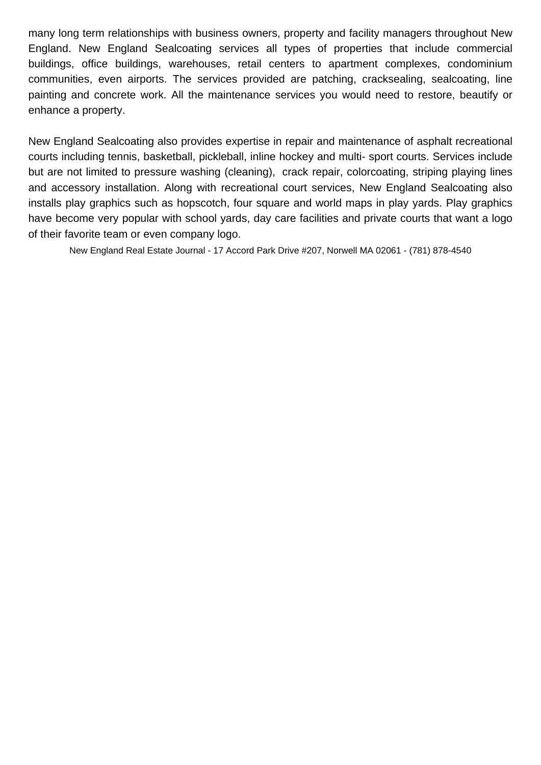many long term relationships with business owners, property and facility managers throughout New England. New England Sealcoating services all types of properties that include commercial buildings, office buildings, warehouses, retail centers to apartment complexes, condominium communities, even airports. The services provided are patching, cracksealing, sealcoating, line painting and concrete work. All the maintenance services you would need to restore, beautify or enhance a property.

New England Sealcoating also provides expertise in repair and maintenance of asphalt recreational courts including tennis, basketball, pickleball, inline hockey and multi- sport courts. Services include but are not limited to pressure washing (cleaning), crack repair, colorcoating, striping playing lines and accessory installation. Along with recreational court services, New England Sealcoating also installs play graphics such as hopscotch, four square and world maps in play yards. Play graphics have become very popular with school yards, day care facilities and private courts that want a logo of their favorite team or even company logo.